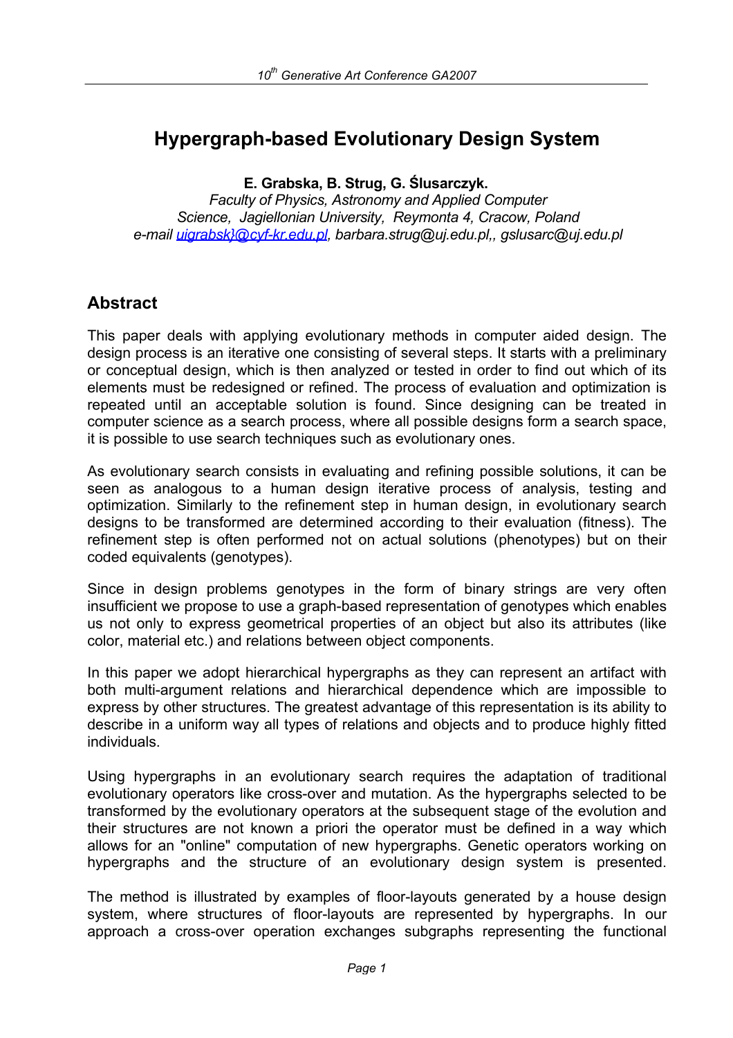# Hypergraph-based Evolutionary Design System

**E. Grabska, B. Strug, G. Ślusarczyk.**

*Faculty of Physics, Astronomy and Applied Computer Science, Jagiellonian University, Reymonta 4, Cracow, Poland*

*e-mail uigrabsk}@cyf-kr.edu.pl, barbara.strug@uj.edu.pl,, gslusarc@uj.edu.pl*

## Abstract

This paper deals with applying evolutionary methods in computer aided design. The design process is an iterative one consisting of several steps. It starts with a preliminary or conceptual design, which is then analyzed or tested in order to find out which of its elements must be redesigned or refined. The process of evaluation and optimization is repeated until an acceptable solution is found. Since designing can be treated in computer science as a search process, where all possible designs form a search space, it is possible to use search techniques such as evolutionary ones.

As evolutionary search consists in evaluating and refining possible solutions, it can be seen as analogous to a human design iterative process of analysis, testing and optimization. Similarly to the refinement step in human design, in evolutionary search designs to be transformed are determined according to their evaluation (fitness). The refinement step is often performed not on actual solutions (phenotypes) but on their coded equivalents (genotypes).

Since in design problems genotypes in the form of binary strings are very often insufficient we propose to use a graph-based representation of genotypes which enables us not only to express geometrical properties of an object but also its attributes (like color, material etc.) and relations between object components.

In this paper we adopt hierarchical hypergraphs as they can represent an artifact with both multi-argument relations and hierarchical dependence which are impossible to express by other structures. The greatest advantage of this representation is its ability to describe in a uniform way all types of relations and objects and to produce highly fitted individuals.

Using hypergraphs in an evolutionary search requires the adaptation of traditional evolutionary operators like cross-over and mutation. As the hypergraphs selected to be transformed by the evolutionary operators at the subsequent stage of the evolution and their structures are not known a priori the operator must be defined in a way which allows for an "online" computation of new hypergraphs. Genetic operators working on hypergraphs and the structure of an evolutionary design system is presented.

The method is illustrated by examples of floor-layouts generated by a house design system, where structures of floor-layouts are represented by hypergraphs. In our approach a cross-over operation exchanges subgraphs representing the functional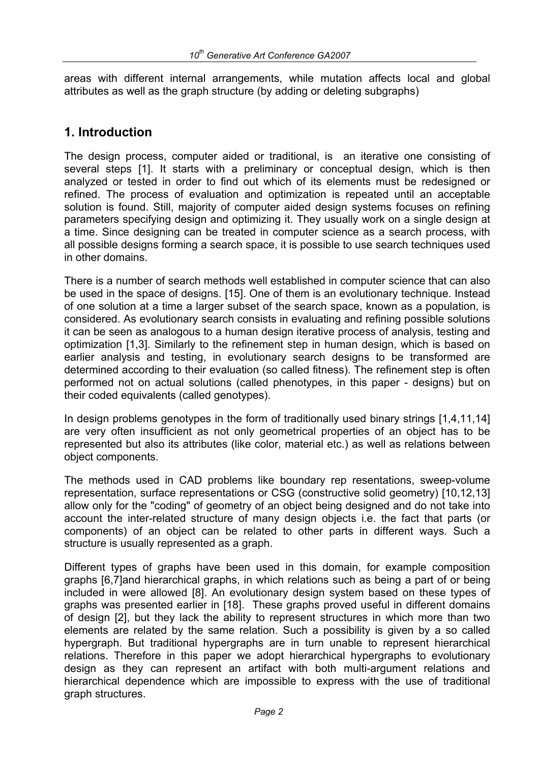areas with different internal arrangements, while mutation affects local and global attributes as well as the graph structure (by adding or deleting subgraphs)

## 1. Introduction

The design process, computer aided or traditional, is an iterative one consisting of several steps [1]. It starts with a preliminary or conceptual design, which is then analyzed or tested in order to find out which of its elements must be redesigned or refined. The process of evaluation and optimization is repeated until an acceptable solution is found. Still, majority of computer aided design systems focuses on refining parameters specifying design and optimizing it. They usually work on a single design at a time. Since designing can be treated in computer science as a search process, with all possible designs forming a search space, it is possible to use search techniques used in other domains.

There is a number of search methods well established in computer science that can also be used in the space of designs. [15]. One of them is an evolutionary technique. Instead of one solution at a time a larger subset of the search space, known as a population, is considered. As evolutionary search consists in evaluating and refining possible solutions it can be seen as analogous to a human design iterative process of analysis, testing and optimization [1,3]. Similarly to the refinement step in human design, which is based on earlier analysis and testing, in evolutionary search designs to be transformed are determined according to their evaluation (so called fitness). The refinement step is often performed not on actual solutions (called phenotypes, in this paper - designs) but on their coded equivalents (called genotypes).

In design problems genotypes in the form of traditionally used binary strings [1,4,11,14] are very often insufficient as not only geometrical properties of an object has to be represented but also its attributes (like color, material etc.) as well as relations between object components.

The methods used in CAD problems like boundary rep resentations, sweep-volume representation, surface representations or CSG (constructive solid geometry) [10,12,13] allow only for the "coding" of geometry of an object being designed and do not take into account the inter-related structure of many design objects i.e. the fact that parts (or components) of an object can be related to other parts in different ways. Such a structure is usually represented as a graph.

Different types of graphs have been used in this domain, for example composition graphs [6,7]and hierarchical graphs, in which relations such as being a part of or being included in were allowed [8]. An evolutionary design system based on these types of graphs was presented earlier in [18]. These graphs proved useful in different domains of design [2], but they lack the ability to represent structures in which more than two elements are related by the same relation. Such a possibility is given by a so called hypergraph. But traditional hypergraphs are in turn unable to represent hierarchical relations. Therefore in this paper we adopt hierarchical hypergraphs to evolutionary design as they can represent an artifact with both multi-argument relations and hierarchical dependence which are impossible to express with the use of traditional graph structures.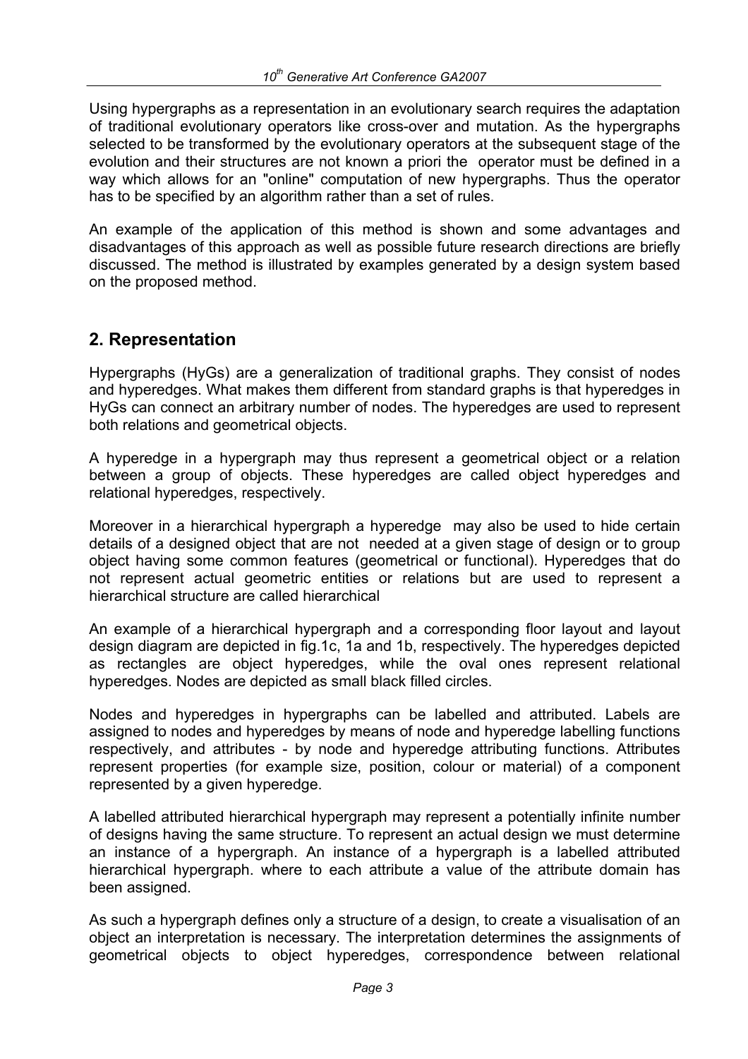Using hypergraphs as a representation in an evolutionary search requires the adaptation of traditional evolutionary operators like cross-over and mutation. As the hypergraphs selected to be transformed by the evolutionary operators at the subsequent stage of the evolution and their structures are not known a priori the operator must be defined in a way which allows for an "online" computation of new hypergraphs. Thus the operator has to be specified by an algorithm rather than a set of rules.

An example of the application of this method is shown and some advantages and disadvantages of this approach as well as possible future research directions are briefly discussed. The method is illustrated by examples generated by a design system based on the proposed method.

## 2. Representation

Hypergraphs (HyGs) are a generalization of traditional graphs. They consist of nodes and hyperedges. What makes them different from standard graphs is that hyperedges in HyGs can connect an arbitrary number of nodes. The hyperedges are used to represent both relations and geometrical objects.

A hyperedge in a hypergraph may thus represent a geometrical object or a relation between a group of objects. These hyperedges are called object hyperedges and relational hyperedges, respectively.

Moreover in a hierarchical hypergraph a hyperedge may also be used to hide certain details of a designed object that are not needed at a given stage of design or to group object having some common features (geometrical or functional). Hyperedges that do not represent actual geometric entities or relations but are used to represent a hierarchical structure are called hierarchical

An example of a hierarchical hypergraph and a corresponding floor layout and layout design diagram are depicted in fig.1c, 1a and 1b, respectively. The hyperedges depicted as rectangles are object hyperedges, while the oval ones represent relational hyperedges. Nodes are depicted as small black filled circles.

Nodes and hyperedges in hypergraphs can be labelled and attributed. Labels are assigned to nodes and hyperedges by means of node and hyperedge labelling functions respectively, and attributes - by node and hyperedge attributing functions. Attributes represent properties (for example size, position, colour or material) of a component represented by a given hyperedge.

A labelled attributed hierarchical hypergraph may represent a potentially infinite number of designs having the same structure. To represent an actual design we must determine an instance of a hypergraph. An instance of a hypergraph is a labelled attributed hierarchical hypergraph. where to each attribute a value of the attribute domain has been assigned.

As such a hypergraph defines only a structure of a design, to create a visualisation of an object an interpretation is necessary. The interpretation determines the assignments of geometrical objects to object hyperedges, correspondence between relational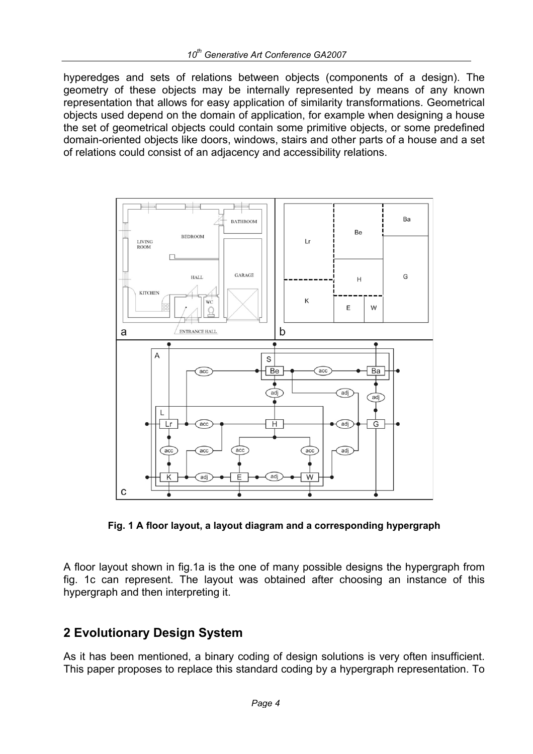hyperedges and sets of relations between objects (components of a design). The geometry of these objects may be internally represented by means of any known representation that allows for easy application of similarity transformations. Geometrical objects used depend on the domain of application, for example when designing a house the set of geometrical objects could contain some primitive objects, or some predefined domain-oriented objects like doors, windows, stairs and other parts of a house and a set of relations could consist of an adjacency and accessibility relations.

**Fig. 1 A floor layout, a layout diagram and a corresponding hypergraph**

A floor layout shown in fig.1a is the one of many possible designs the hypergraph from fig. 1c can represent. The layout was obtained after choosing an instance of this hypergraph and then interpreting it.

## 2 Evolutionary Design System

As it has been mentioned, a binary coding of design solutions is very often insufficient. This paper proposes to replace this standard coding by a hypergraph representation. To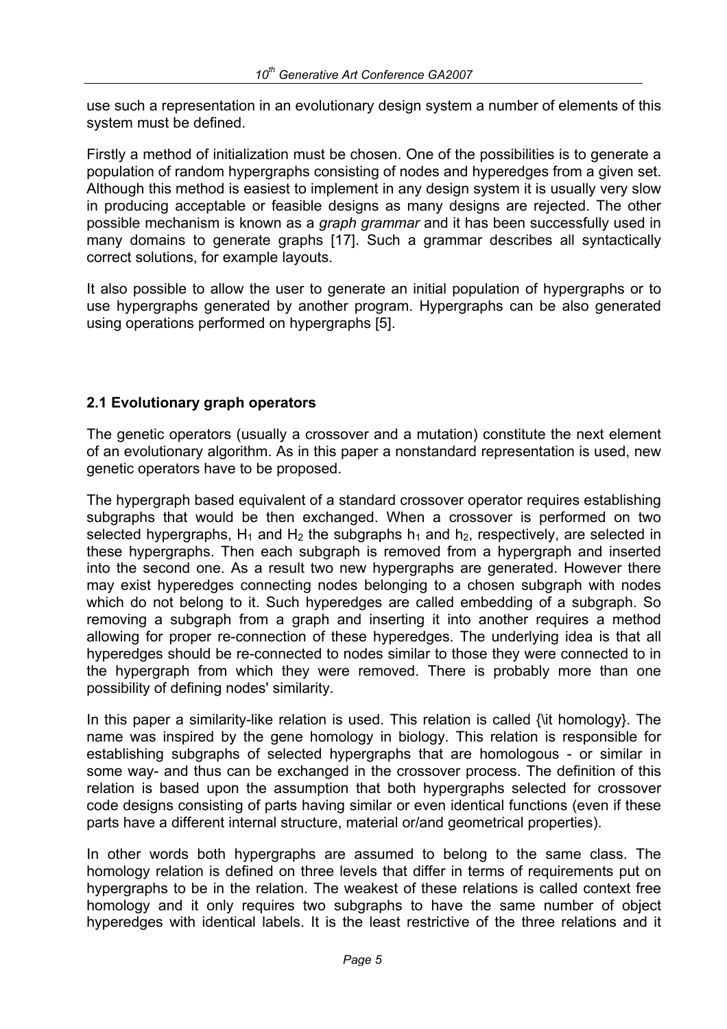use such a representation in an evolutionary design system a number of elements of this system must be defined.

Firstly a method of initialization must be chosen. One of the possibilities is to generate a population of random hypergraphs consisting of nodes and hyperedges from a given set. Although this method is easiest to implement in any design system it is usually very slow in producing acceptable or feasible designs as many designs are rejected. The other possible mechanism is known as a *graph grammar* and it has been successfully used in many domains to generate graphs [17]. Such a grammar describes all syntactically correct solutions, for example layouts.

It also possible to allow the user to generate an initial population of hypergraphs or to use hypergraphs generated by another program. Hypergraphs can be also generated using operations performed on hypergraphs [5].

## 2.1 Evolutionary graph operators

The genetic operators (usually a crossover and a mutation) constitute the next element of an evolutionary algorithm. As in this paper a nonstandard representation is used, new genetic operators have to be proposed.

The hypergraph based equivalent of a standard crossover operator requires establishing subgraphs that would be then exchanged. When a crossover is performed on two selected hypergraphs, $H_1$ and $H_2$ the subgraphs $h_1$ and $h_2$, respectively, are selected in these hypergraphs. Then each subgraph is removed from a hypergraph and inserted into the second one. As a result two new hypergraphs are generated. However there may exist hyperedges connecting nodes belonging to a chosen subgraph with nodes which do not belong to it. Such hyperedges are called embedding of a subgraph. So removing a subgraph from a graph and inserting it into another requires a method allowing for proper re-connection of these hyperedges. The underlying idea is that all hyperedges should be re-connected to nodes similar to those they were connected to in the hypergraph from which they were removed. There is probably more than one possibility of defining nodes' similarity.

In this paper a similarity-like relation is used. This relation is called {\it homology}. The name was inspired by the gene homology in biology. This relation is responsible for establishing subgraphs of selected hypergraphs that are homologous - or similar in some way- and thus can be exchanged in the crossover process. The definition of this relation is based upon the assumption that both hypergraphs selected for crossover code designs consisting of parts having similar or even identical functions (even if these parts have a different internal structure, material or/and geometrical properties).

In other words both hypergraphs are assumed to belong to the same class. The homology relation is defined on three levels that differ in terms of requirements put on hypergraphs to be in the relation. The weakest of these relations is called context free homology and it only requires two subgraphs to have the same number of object hyperedges with identical labels. It is the least restrictive of the three relations and it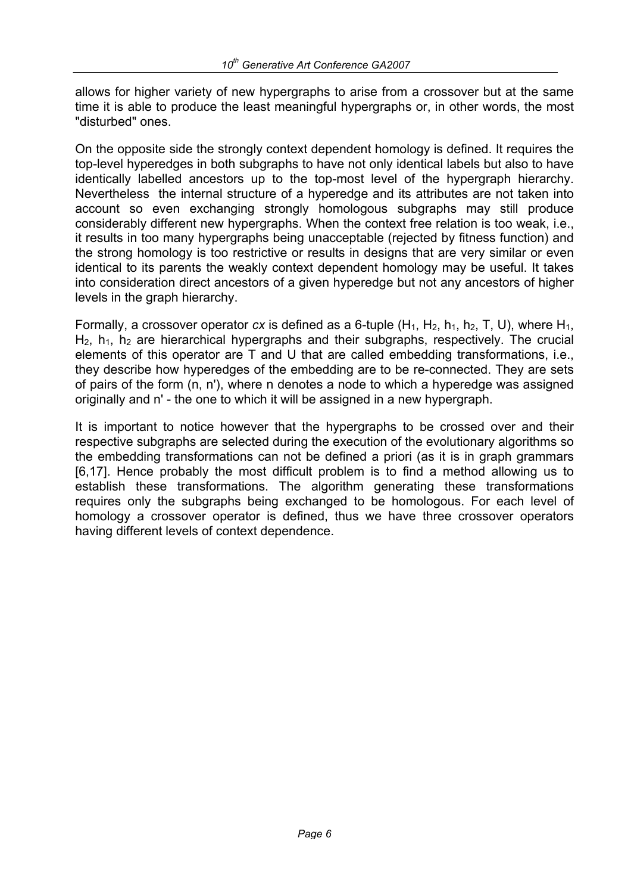allows for higher variety of new hypergraphs to arise from a crossover but at the same time it is able to produce the least meaningful hypergraphs or, in other words, the most "disturbed" ones.

On the opposite side the strongly context dependent homology is defined. It requires the top-level hyperedges in both subgraphs to have not only identical labels but also to have identically labelled ancestors up to the top-most level of the hypergraph hierarchy. Nevertheless the internal structure of a hyperedge and its attributes are not taken into account so even exchanging strongly homologous subgraphs may still produce considerably different new hypergraphs. When the context free relation is too weak, i.e., it results in too many hypergraphs being unacceptable (rejected by fitness function) and the strong homology is too restrictive or results in designs that are very similar or even identical to its parents the weakly context dependent homology may be useful. It takes into consideration direct ancestors of a given hyperedge but not any ancestors of higher levels in the graph hierarchy.

Formally, a crossover operator *cx* is defined as a 6-tuple ($H_1$, $H_2$, $h_1$, $h_2$, T, U), where $H_1$, $H_2$, $h_1$, $h_2$ are hierarchical hypergraphs and their subgraphs, respectively. The crucial elements of this operator are T and U that are called embedding transformations, i.e., they describe how hyperedges of the embedding are to be re-connected. They are sets of pairs of the form (n, n'), where n denotes a node to which a hyperedge was assigned originally and n' - the one to which it will be assigned in a new hypergraph.

It is important to notice however that the hypergraphs to be crossed over and their respective subgraphs are selected during the execution of the evolutionary algorithms so the embedding transformations can not be defined a priori (as it is in graph grammars [6,17]. Hence probably the most difficult problem is to find a method allowing us to establish these transformations. The algorithm generating these transformations requires only the subgraphs being exchanged to be homologous. For each level of homology a crossover operator is defined, thus we have three crossover operators having different levels of context dependence.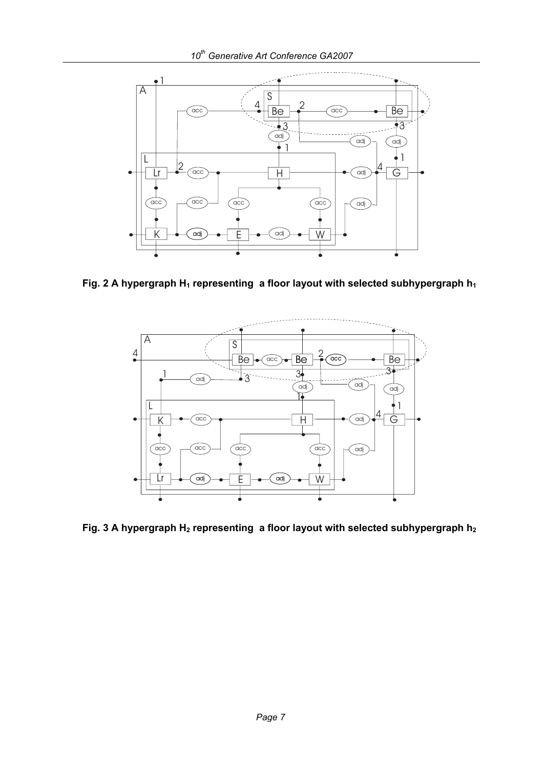**Fig. 2 A hypergraph $H_1$ representing a floor layout with selected subhypergraph $h_1$**

**Fig. 3 A hypergraph $H_2$ representing a floor layout with selected subhypergraph $h_2$**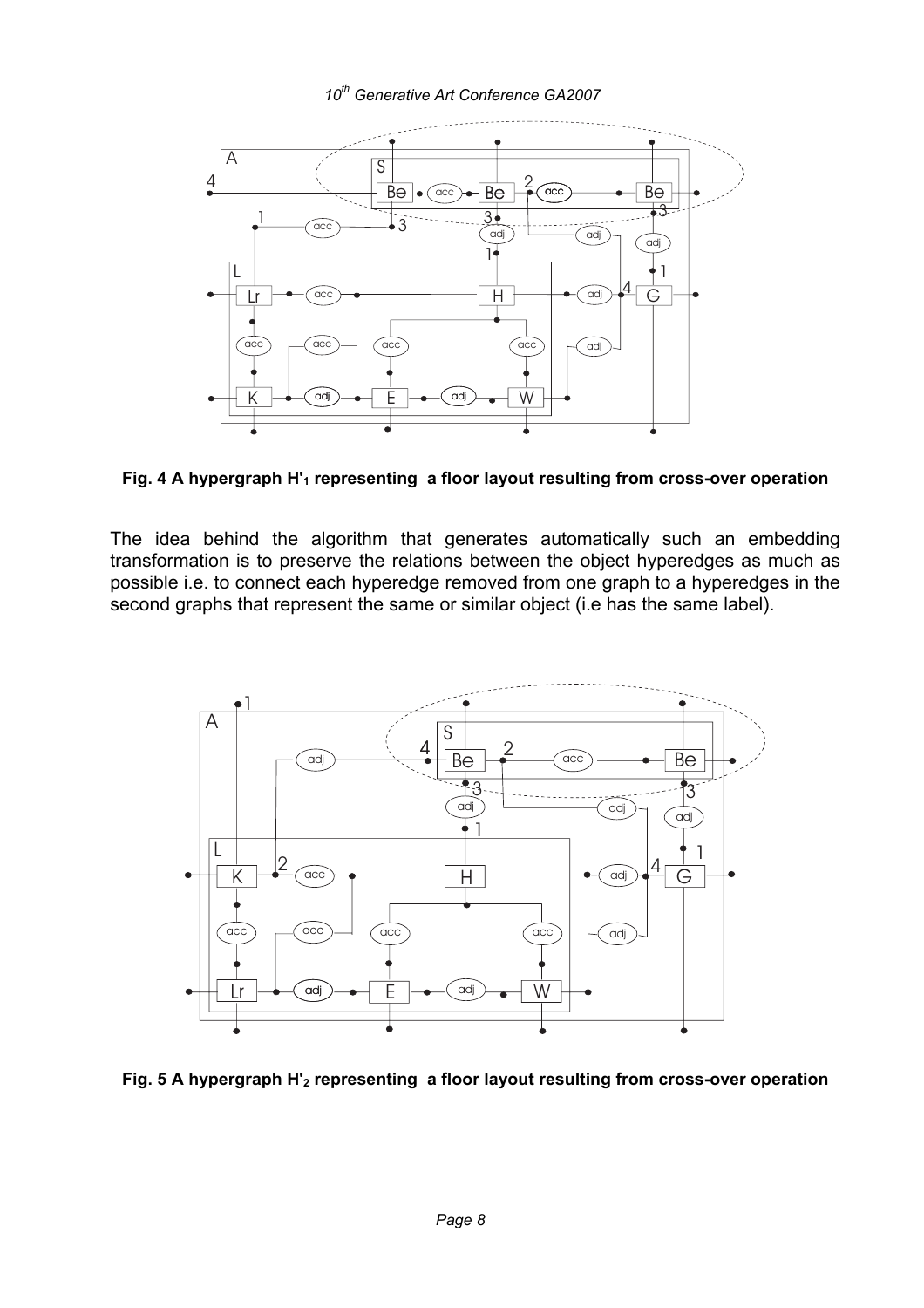**Fig. 4 A hypergraph $H'_1$ representing a floor layout resulting from cross-over operation**

The idea behind the algorithm that generates automatically such an embedding transformation is to preserve the relations between the object hyperedges as much as possible i.e. to connect each hyperedge removed from one graph to a hyperedges in the second graphs that represent the same or similar object (i.e has the same label).

**Fig. 5 A hypergraph $H'_2$ representing a floor layout resulting from cross-over operation**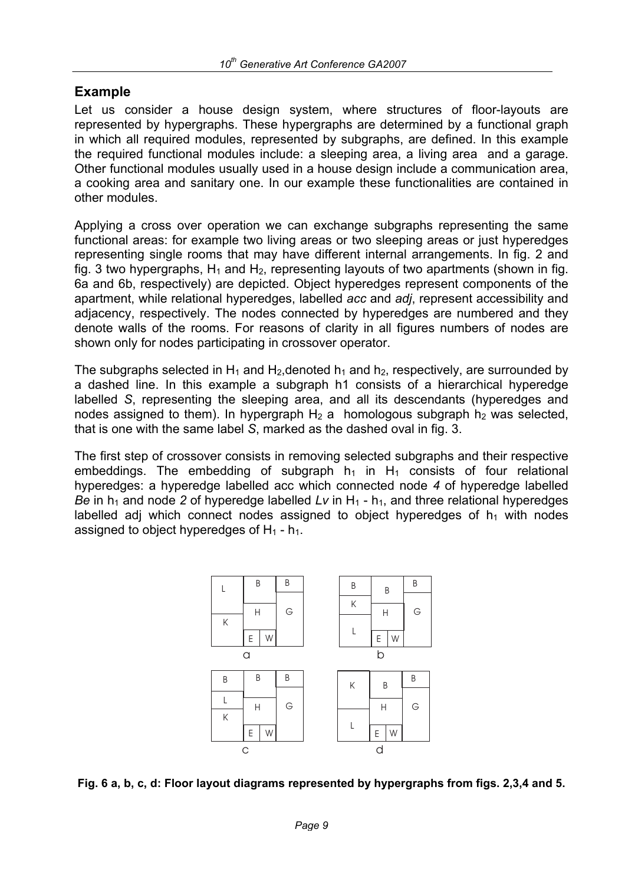## Example

Let us consider a house design system, where structures of floor-layouts are represented by hypergraphs. These hypergraphs are determined by a functional graph in which all required modules, represented by subgraphs, are defined. In this example the required functional modules include: a sleeping area, a living area and a garage. Other functional modules usually used in a house design include a communication area, a cooking area and sanitary one. In our example these functionalities are contained in other modules.

Applying a cross over operation we can exchange subgraphs representing the same functional areas: for example two living areas or two sleeping areas or just hyperedges representing single rooms that may have different internal arrangements. In fig. 2 and fig. 3 two hypergraphs, $H_1$ and $H_2$, representing layouts of two apartments (shown in fig. 6a and 6b, respectively) are depicted. Object hyperedges represent components of the apartment, while relational hyperedges, labelled *acc* and *adj*, represent accessibility and adjacency, respectively. The nodes connected by hyperedges are numbered and they denote walls of the rooms. For reasons of clarity in all figures numbers of nodes are shown only for nodes participating in crossover operator.

The subgraphs selected in $H_1$ and $H_2$,denoted $h_1$ and $h_2$, respectively, are surrounded by a dashed line. In this example a subgraph h1 consists of a hierarchical hyperedge labelled *S*, representing the sleeping area, and all its descendants (hyperedges and nodes assigned to them). In hypergraph $H_2$ a homologous subgraph $h_2$ was selected, that is one with the same label *S*, marked as the dashed oval in fig. 3.

The first step of crossover consists in removing selected subgraphs and their respective embeddings. The embedding of subgraph $h_1$ in $H_1$ consists of four relational hyperedges: a hyperedge labelled acc which connected node *4* of hyperedge labelled *Be* in $h_1$ and node *2* of hyperedge labelled *Lv* in $H_1$ - $h_1$, and three relational hyperedges labelled adj which connect nodes assigned to object hyperedges of $h_1$ with nodes assigned to object hyperedges of $H_1$ - $h_1$.

**Fig. 6 a, b, c, d: Floor layout diagrams represented by hypergraphs from figs. 2,3,4 and 5.**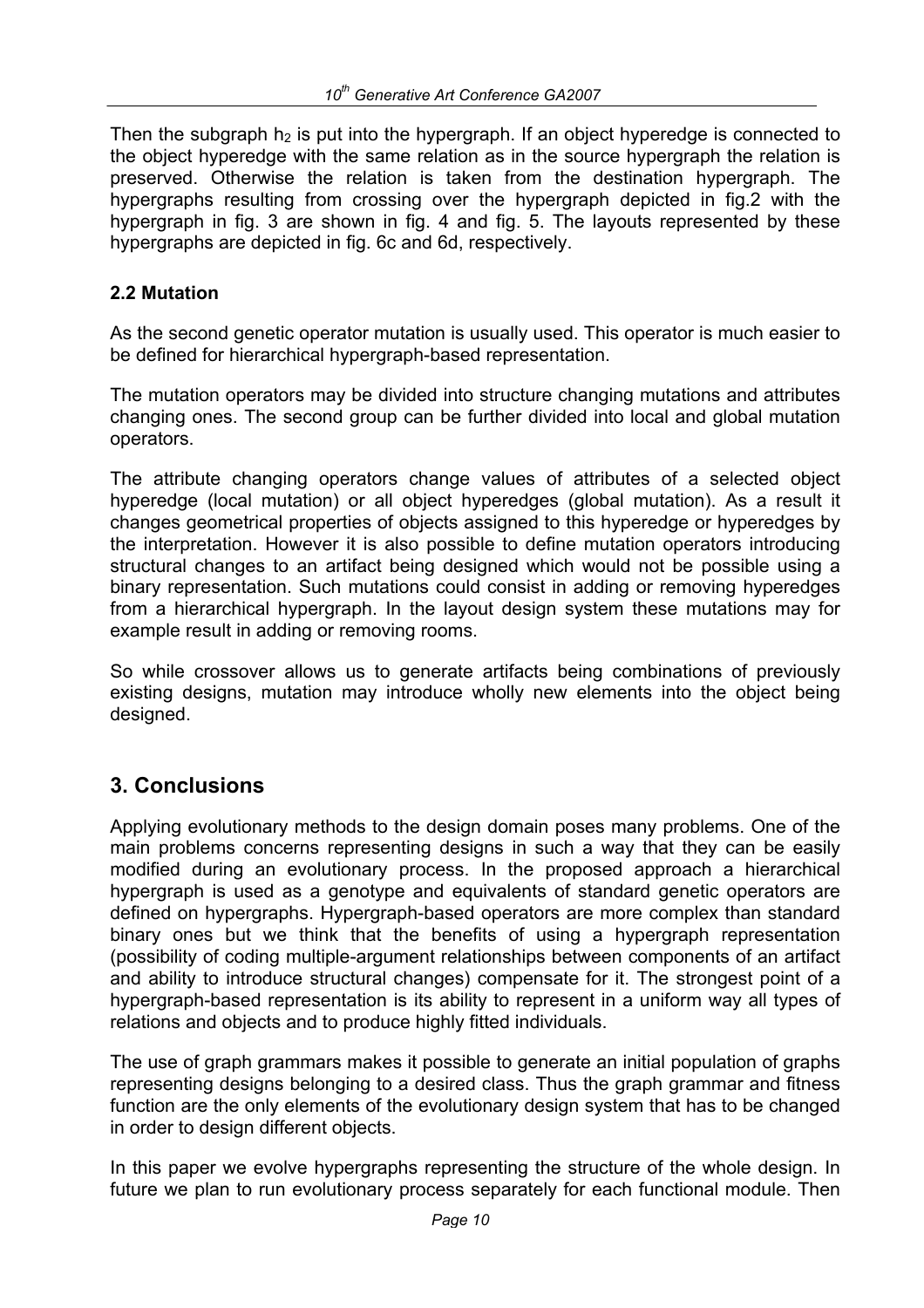Then the subgraph $h_2$ is put into the hypergraph. If an object hyperedge is connected to the object hyperedge with the same relation as in the source hypergraph the relation is preserved. Otherwise the relation is taken from the destination hypergraph. The hypergraphs resulting from crossing over the hypergraph depicted in fig.2 with the hypergraph in fig. 3 are shown in fig. 4 and fig. 5. The layouts represented by these hypergraphs are depicted in fig. 6c and 6d, respectively.

### 2.2 Mutation

As the second genetic operator mutation is usually used. This operator is much easier to be defined for hierarchical hypergraph-based representation.

The mutation operators may be divided into structure changing mutations and attributes changing ones. The second group can be further divided into local and global mutation operators.

The attribute changing operators change values of attributes of a selected object hyperedge (local mutation) or all object hyperedges (global mutation). As a result it changes geometrical properties of objects assigned to this hyperedge or hyperedges by the interpretation. However it is also possible to define mutation operators introducing structural changes to an artifact being designed which would not be possible using a binary representation. Such mutations could consist in adding or removing hyperedges from a hierarchical hypergraph. In the layout design system these mutations may for example result in adding or removing rooms.

So while crossover allows us to generate artifacts being combinations of previously existing designs, mutation may introduce wholly new elements into the object being designed.

## 3. Conclusions

Applying evolutionary methods to the design domain poses many problems. One of the main problems concerns representing designs in such a way that they can be easily modified during an evolutionary process. In the proposed approach a hierarchical hypergraph is used as a genotype and equivalents of standard genetic operators are defined on hypergraphs. Hypergraph-based operators are more complex than standard binary ones but we think that the benefits of using a hypergraph representation (possibility of coding multiple-argument relationships between components of an artifact and ability to introduce structural changes) compensate for it. The strongest point of a hypergraph-based representation is its ability to represent in a uniform way all types of relations and objects and to produce highly fitted individuals.

The use of graph grammars makes it possible to generate an initial population of graphs representing designs belonging to a desired class. Thus the graph grammar and fitness function are the only elements of the evolutionary design system that has to be changed in order to design different objects.

In this paper we evolve hypergraphs representing the structure of the whole design. In future we plan to run evolutionary process separately for each functional module. Then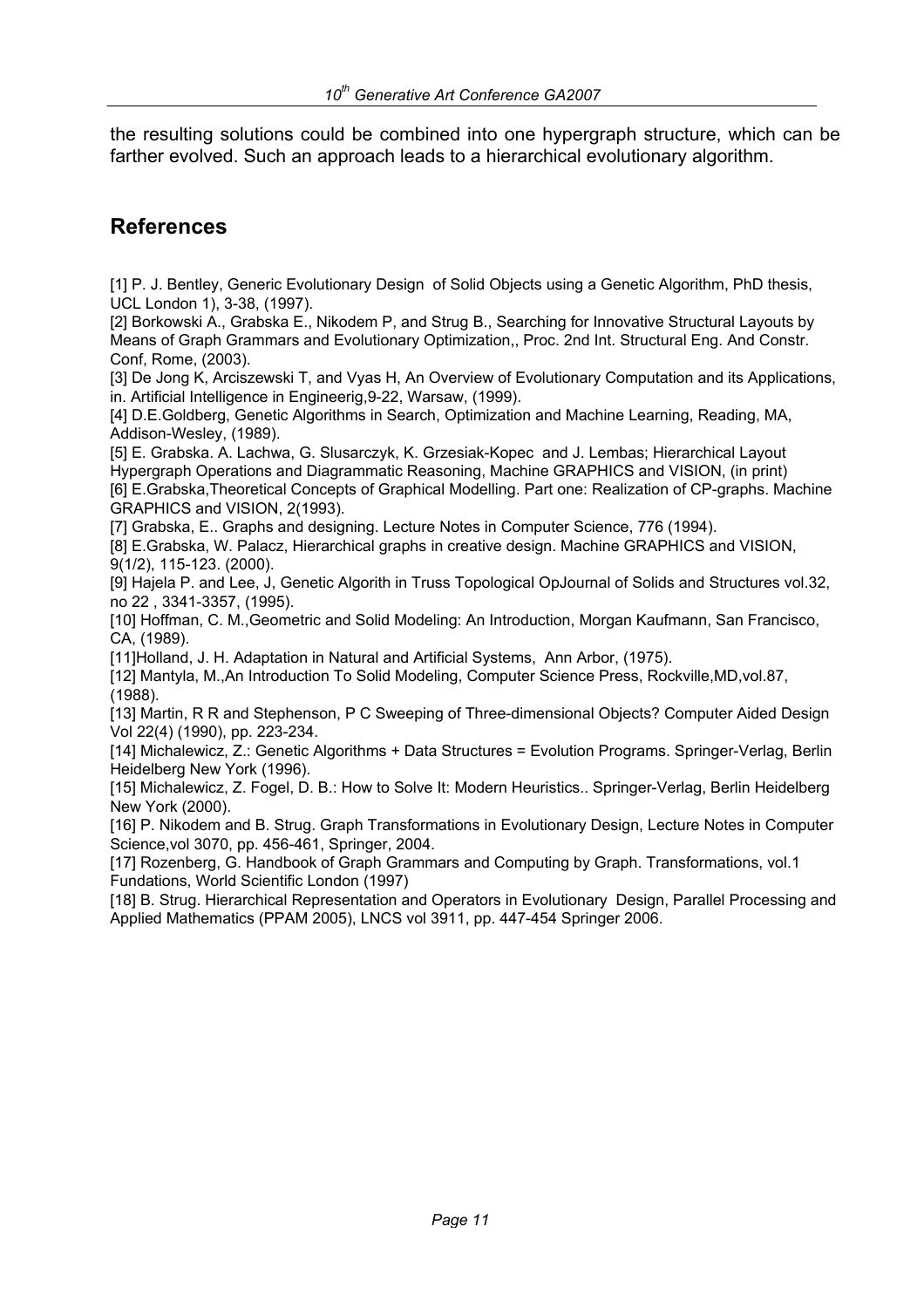the resulting solutions could be combined into one hypergraph structure, which can be farther evolved. Such an approach leads to a hierarchical evolutionary algorithm.

## References

[1] P. J. Bentley, Generic Evolutionary Design of Solid Objects using a Genetic Algorithm, PhD thesis, UCL London 1), 3-38, (1997).
[2] Borkowski A., Grabska E., Nikodem P, and Strug B., Searching for Innovative Structural Layouts by Means of Graph Grammars and Evolutionary Optimization,, Proc. 2nd Int. Structural Eng. And Constr. Conf, Rome, (2003).
[3] De Jong K, Arciszewski T, and Vyas H, An Overview of Evolutionary Computation and its Applications, in. Artificial Intelligence in Engineerig,9-22, Warsaw, (1999).
[4] D.E.Goldberg, Genetic Algorithms in Search, Optimization and Machine Learning, Reading, MA, Addison-Wesley, (1989).
[5] E. Grabska. A. Lachwa, G. Slusarczyk, K. Grzesiak-Kopec and J. Lembas; Hierarchical Layout Hypergraph Operations and Diagrammatic Reasoning, Machine GRAPHICS and VISION, (in print)
[6] E.Grabska,Theoretical Concepts of Graphical Modelling. Part one: Realization of CP-graphs. Machine GRAPHICS and VISION, 2(1993).
[7] Grabska, E.. Graphs and designing. Lecture Notes in Computer Science, 776 (1994).
[8] E.Grabska, W. Palacz, Hierarchical graphs in creative design. Machine GRAPHICS and VISION, 9(1/2), 115-123. (2000).
[9] Hajela P. and Lee, J, Genetic Algorith in Truss Topological OpJournal of Solids and Structures vol.32, no 22 , 3341-3357, (1995).
[10] Hoffman, C. M.,Geometric and Solid Modeling: An Introduction, Morgan Kaufmann, San Francisco, CA, (1989).
[11]Holland, J. H. Adaptation in Natural and Artificial Systems, Ann Arbor, (1975).
[12] Mantyla, M.,An Introduction To Solid Modeling, Computer Science Press, Rockville,MD,vol.87, (1988).
[13] Martin, R R and Stephenson, P C Sweeping of Three-dimensional Objects? Computer Aided Design Vol 22(4) (1990), pp. 223-234.
[14] Michalewicz, Z.: Genetic Algorithms + Data Structures = Evolution Programs. Springer-Verlag, Berlin Heidelberg New York (1996).
[15] Michalewicz, Z. Fogel, D. B.: How to Solve It: Modern Heuristics.. Springer-Verlag, Berlin Heidelberg New York (2000).
[16] P. Nikodem and B. Strug. Graph Transformations in Evolutionary Design, Lecture Notes in Computer Science,vol 3070, pp. 456-461, Springer, 2004.
[17] Rozenberg, G. Handbook of Graph Grammars and Computing by Graph. Transformations, vol.1 Fundations, World Scientific London (1997)
[18] B. Strug. Hierarchical Representation and Operators in Evolutionary Design, Parallel Processing and Applied Mathematics (PPAM 2005), LNCS vol 3911, pp. 447-454 Springer 2006.